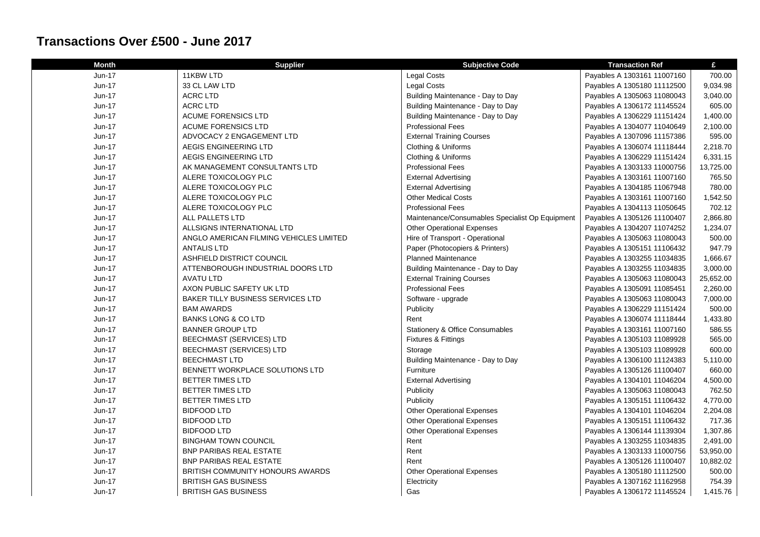# Transactions Over £500 - June 2017

| Month | Supplier | Subjective Code | Transaction Ref | £ |
|---|---|---|---|---|
| Jun-17 | 11KBW LTD | Legal Costs | Payables A 1303161 11007160 | 700.00 |
| Jun-17 | 33 CL LAW LTD | Legal Costs | Payables A 1305180 11112500 | 9,034.98 |
| Jun-17 | ACRC LTD | Building Maintenance - Day to Day | Payables A 1305063 11080043 | 3,040.00 |
| Jun-17 | ACRC LTD | Building Maintenance - Day to Day | Payables A 1306172 11145524 | 605.00 |
| Jun-17 | ACUME FORENSICS LTD | Building Maintenance - Day to Day | Payables A 1306229 11151424 | 1,400.00 |
| Jun-17 | ACUME FORENSICS LTD | Professional Fees | Payables A 1304077 11040649 | 2,100.00 |
| Jun-17 | ADVOCACY 2 ENGAGEMENT LTD | External Training Courses | Payables A 1307096 11157386 | 595.00 |
| Jun-17 | AEGIS ENGINEERING LTD | Clothing & Uniforms | Payables A 1306074 11118444 | 2,218.70 |
| Jun-17 | AEGIS ENGINEERING LTD | Clothing & Uniforms | Payables A 1306229 11151424 | 6,331.15 |
| Jun-17 | AK MANAGEMENT CONSULTANTS LTD | Professional Fees | Payables A 1303133 11000756 | 13,725.00 |
| Jun-17 | ALERE TOXICOLOGY PLC | External Advertising | Payables A 1303161 11007160 | 765.50 |
| Jun-17 | ALERE TOXICOLOGY PLC | External Advertising | Payables A 1304185 11067948 | 780.00 |
| Jun-17 | ALERE TOXICOLOGY PLC | Other Medical Costs | Payables A 1303161 11007160 | 1,542.50 |
| Jun-17 | ALERE TOXICOLOGY PLC | Professional Fees | Payables A 1304113 11050645 | 702.12 |
| Jun-17 | ALL PALLETS LTD | Maintenance/Consumables Specialist Op Equipment | Payables A 1305126 11100407 | 2,866.80 |
| Jun-17 | ALLSIGNS INTERNATIONAL LTD | Other Operational Expenses | Payables A 1304207 11074252 | 1,234.07 |
| Jun-17 | ANGLO AMERICAN FILMING VEHICLES LIMITED | Hire of Transport - Operational | Payables A 1305063 11080043 | 500.00 |
| Jun-17 | ANTALIS LTD | Paper (Photocopiers & Printers) | Payables A 1305151 11106432 | 947.79 |
| Jun-17 | ASHFIELD DISTRICT COUNCIL | Planned Maintenance | Payables A 1303255 11034835 | 1,666.67 |
| Jun-17 | ATTENBOROUGH INDUSTRIAL DOORS LTD | Building Maintenance - Day to Day | Payables A 1303255 11034835 | 3,000.00 |
| Jun-17 | AVATU LTD | External Training Courses | Payables A 1305063 11080043 | 25,652.00 |
| Jun-17 | AXON PUBLIC SAFETY UK LTD | Professional Fees | Payables A 1305091 11085451 | 2,260.00 |
| Jun-17 | BAKER TILLY BUSINESS SERVICES LTD | Software - upgrade | Payables A 1305063 11080043 | 7,000.00 |
| Jun-17 | BAM AWARDS | Publicity | Payables A 1306229 11151424 | 500.00 |
| Jun-17 | BANKS LONG & CO LTD | Rent | Payables A 1306074 11118444 | 1,433.80 |
| Jun-17 | BANNER GROUP LTD | Stationery & Office Consumables | Payables A 1303161 11007160 | 586.55 |
| Jun-17 | BEECHMAST (SERVICES) LTD | Fixtures & Fittings | Payables A 1305103 11089928 | 565.00 |
| Jun-17 | BEECHMAST (SERVICES) LTD | Storage | Payables A 1305103 11089928 | 600.00 |
| Jun-17 | BEECHMAST LTD | Building Maintenance - Day to Day | Payables A 1306100 11124383 | 5,110.00 |
| Jun-17 | BENNETT WORKPLACE SOLUTIONS LTD | Furniture | Payables A 1305126 11100407 | 660.00 |
| Jun-17 | BETTER TIMES LTD | External Advertising | Payables A 1304101 11046204 | 4,500.00 |
| Jun-17 | BETTER TIMES LTD | Publicity | Payables A 1305063 11080043 | 762.50 |
| Jun-17 | BETTER TIMES LTD | Publicity | Payables A 1305151 11106432 | 4,770.00 |
| Jun-17 | BIDFOOD LTD | Other Operational Expenses | Payables A 1304101 11046204 | 2,204.08 |
| Jun-17 | BIDFOOD LTD | Other Operational Expenses | Payables A 1305151 11106432 | 717.36 |
| Jun-17 | BIDFOOD LTD | Other Operational Expenses | Payables A 1306144 11139304 | 1,307.86 |
| Jun-17 | BINGHAM TOWN COUNCIL | Rent | Payables A 1303255 11034835 | 2,491.00 |
| Jun-17 | BNP PARIBAS REAL ESTATE | Rent | Payables A 1303133 11000756 | 53,950.00 |
| Jun-17 | BNP PARIBAS REAL ESTATE | Rent | Payables A 1305126 11100407 | 10,882.02 |
| Jun-17 | BRITISH COMMUNITY HONOURS AWARDS | Other Operational Expenses | Payables A 1305180 11112500 | 500.00 |
| Jun-17 | BRITISH GAS BUSINESS | Electricity | Payables A 1307162 11162958 | 754.39 |
| Jun-17 | BRITISH GAS BUSINESS | Gas | Payables A 1306172 11145524 | 1,415.76 |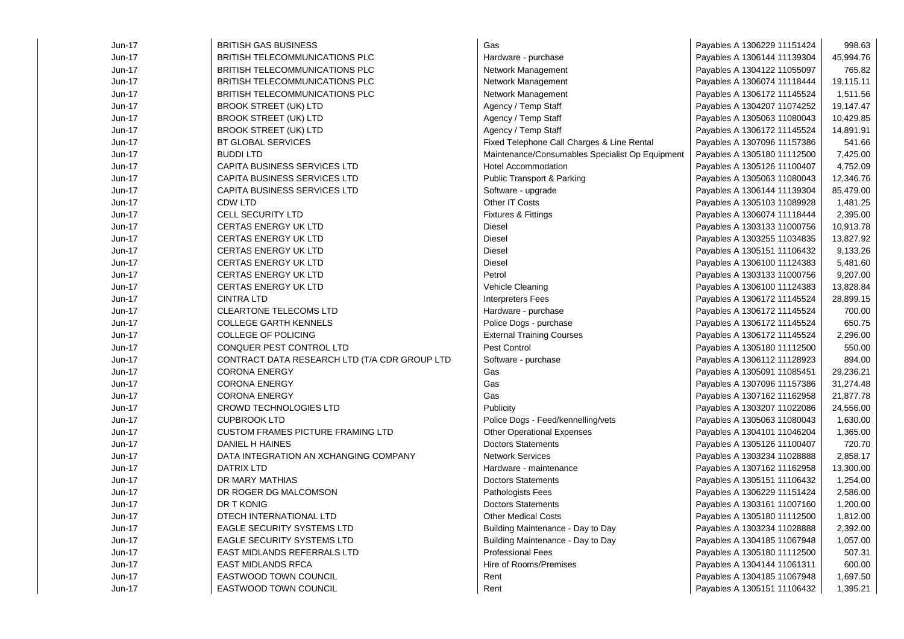| | | | | |
|---|---|---|---|---|
| Jun-17 | BRITISH GAS BUSINESS | Gas | Payables A 1306229 11151424 | 998.63 |
| Jun-17 | BRITISH TELECOMMUNICATIONS PLC | Hardware - purchase | Payables A 1306144 11139304 | 45,994.76 |
| Jun-17 | BRITISH TELECOMMUNICATIONS PLC | Network Management | Payables A 1304122 11055097 | 765.82 |
| Jun-17 | BRITISH TELECOMMUNICATIONS PLC | Network Management | Payables A 1306074 11118444 | 19,115.11 |
| Jun-17 | BRITISH TELECOMMUNICATIONS PLC | Network Management | Payables A 1306172 11145524 | 1,511.56 |
| Jun-17 | BROOK STREET (UK) LTD | Agency / Temp Staff | Payables A 1304207 11074252 | 19,147.47 |
| Jun-17 | BROOK STREET (UK) LTD | Agency / Temp Staff | Payables A 1305063 11080043 | 10,429.85 |
| Jun-17 | BROOK STREET (UK) LTD | Agency / Temp Staff | Payables A 1306172 11145524 | 14,891.91 |
| Jun-17 | BT GLOBAL SERVICES | Fixed Telephone Call Charges & Line Rental | Payables A 1307096 11157386 | 541.66 |
| Jun-17 | BUDDI LTD | Maintenance/Consumables Specialist Op Equipment | Payables A 1305180 11112500 | 7,425.00 |
| Jun-17 | CAPITA BUSINESS SERVICES LTD | Hotel Accommodation | Payables A 1305126 11100407 | 4,752.09 |
| Jun-17 | CAPITA BUSINESS SERVICES LTD | Public Transport & Parking | Payables A 1305063 11080043 | 12,346.76 |
| Jun-17 | CAPITA BUSINESS SERVICES LTD | Software - upgrade | Payables A 1306144 11139304 | 85,479.00 |
| Jun-17 | CDW LTD | Other IT Costs | Payables A 1305103 11089928 | 1,481.25 |
| Jun-17 | CELL SECURITY LTD | Fixtures & Fittings | Payables A 1306074 11118444 | 2,395.00 |
| Jun-17 | CERTAS ENERGY UK LTD | Diesel | Payables A 1303133 11000756 | 10,913.78 |
| Jun-17 | CERTAS ENERGY UK LTD | Diesel | Payables A 1303255 11034835 | 13,827.92 |
| Jun-17 | CERTAS ENERGY UK LTD | Diesel | Payables A 1305151 11106432 | 9,133.26 |
| Jun-17 | CERTAS ENERGY UK LTD | Diesel | Payables A 1306100 11124383 | 5,481.60 |
| Jun-17 | CERTAS ENERGY UK LTD | Petrol | Payables A 1303133 11000756 | 9,207.00 |
| Jun-17 | CERTAS ENERGY UK LTD | Vehicle Cleaning | Payables A 1306100 11124383 | 13,828.84 |
| Jun-17 | CINTRA LTD | Interpreters Fees | Payables A 1306172 11145524 | 28,899.15 |
| Jun-17 | CLEARTONE TELECOMS LTD | Hardware - purchase | Payables A 1306172 11145524 | 700.00 |
| Jun-17 | COLLEGE GARTH KENNELS | Police Dogs - purchase | Payables A 1306172 11145524 | 650.75 |
| Jun-17 | COLLEGE OF POLICING | External Training Courses | Payables A 1306172 11145524 | 2,296.00 |
| Jun-17 | CONQUER PEST CONTROL LTD | Pest Control | Payables A 1305180 11112500 | 550.00 |
| Jun-17 | CONTRACT DATA RESEARCH LTD (T/A CDR GROUP LTD | Software - purchase | Payables A 1306112 11128923 | 894.00 |
| Jun-17 | CORONA ENERGY | Gas | Payables A 1305091 11085451 | 29,236.21 |
| Jun-17 | CORONA ENERGY | Gas | Payables A 1307096 11157386 | 31,274.48 |
| Jun-17 | CORONA ENERGY | Gas | Payables A 1307162 11162958 | 21,877.78 |
| Jun-17 | CROWD TECHNOLOGIES LTD | Publicity | Payables A 1303207 11022086 | 24,556.00 |
| Jun-17 | CUPBROOK LTD | Police Dogs - Feed/kennelling/vets | Payables A 1305063 11080043 | 1,630.00 |
| Jun-17 | CUSTOM FRAMES PICTURE FRAMING LTD | Other Operational Expenses | Payables A 1304101 11046204 | 1,365.00 |
| Jun-17 | DANIEL H HAINES | Doctors Statements | Payables A 1305126 11100407 | 720.70 |
| Jun-17 | DATA INTEGRATION AN XCHANGING COMPANY | Network Services | Payables A 1303234 11028888 | 2,858.17 |
| Jun-17 | DATRIX LTD | Hardware - maintenance | Payables A 1307162 11162958 | 13,300.00 |
| Jun-17 | DR MARY MATHIAS | Doctors Statements | Payables A 1305151 11106432 | 1,254.00 |
| Jun-17 | DR ROGER DG MALCOMSON | Pathologists Fees | Payables A 1306229 11151424 | 2,586.00 |
| Jun-17 | DR T KONIG | Doctors Statements | Payables A 1303161 11007160 | 1,200.00 |
| Jun-17 | DTECH INTERNATIONAL LTD | Other Medical Costs | Payables A 1305180 11112500 | 1,812.00 |
| Jun-17 | EAGLE SECURITY SYSTEMS LTD | Building Maintenance - Day to Day | Payables A 1303234 11028888 | 2,392.00 |
| Jun-17 | EAGLE SECURITY SYSTEMS LTD | Building Maintenance - Day to Day | Payables A 1304185 11067948 | 1,057.00 |
| Jun-17 | EAST MIDLANDS REFERRALS LTD | Professional Fees | Payables A 1305180 11112500 | 507.31 |
| Jun-17 | EAST MIDLANDS RFCA | Hire of Rooms/Premises | Payables A 1304144 11061311 | 600.00 |
| Jun-17 | EASTWOOD TOWN COUNCIL | Rent | Payables A 1304185 11067948 | 1,697.50 |
| Jun-17 | EASTWOOD TOWN COUNCIL | Rent | Payables A 1305151 11106432 | 1,395.21 |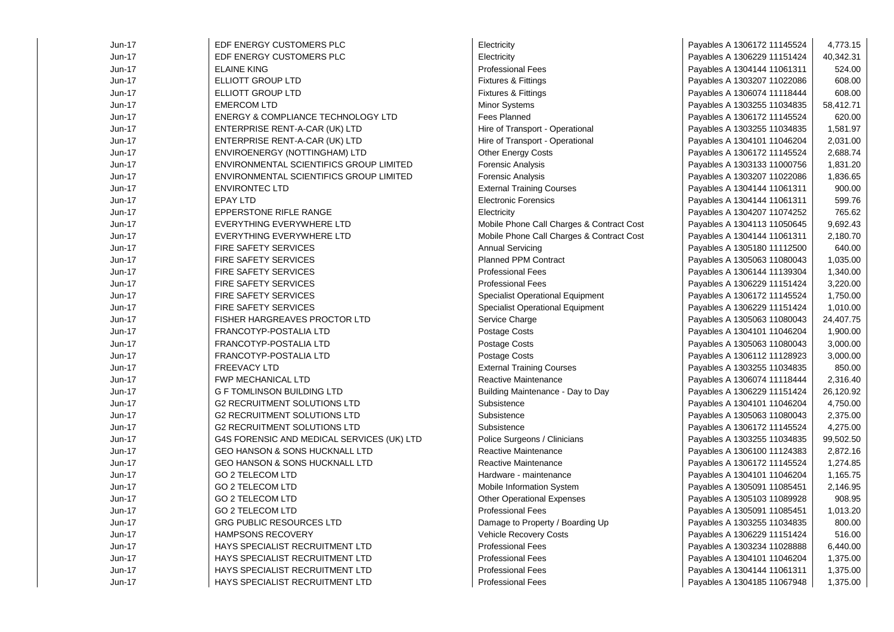| | | | | |
|---|---|---|---|---|
| Jun-17 | EDF ENERGY CUSTOMERS PLC | Electricity | Payables A 1306172 11145524 | 4,773.15 |
| Jun-17 | EDF ENERGY CUSTOMERS PLC | Electricity | Payables A 1306229 11151424 | 40,342.31 |
| Jun-17 | ELAINE KING | Professional Fees | Payables A 1304144 11061311 | 524.00 |
| Jun-17 | ELLIOTT GROUP LTD | Fixtures & Fittings | Payables A 1303207 11022086 | 608.00 |
| Jun-17 | ELLIOTT GROUP LTD | Fixtures & Fittings | Payables A 1306074 11118444 | 608.00 |
| Jun-17 | EMERCOM LTD | Minor Systems | Payables A 1303255 11034835 | 58,412.71 |
| Jun-17 | ENERGY & COMPLIANCE TECHNOLOGY LTD | Fees Planned | Payables A 1306172 11145524 | 620.00 |
| Jun-17 | ENTERPRISE RENT-A-CAR (UK) LTD | Hire of Transport - Operational | Payables A 1303255 11034835 | 1,581.97 |
| Jun-17 | ENTERPRISE RENT-A-CAR (UK) LTD | Hire of Transport - Operational | Payables A 1304101 11046204 | 2,031.00 |
| Jun-17 | ENVIROENERGY (NOTTINGHAM) LTD | Other Energy Costs | Payables A 1306172 11145524 | 2,688.74 |
| Jun-17 | ENVIRONMENTAL SCIENTIFICS GROUP LIMITED | Forensic Analysis | Payables A 1303133 11000756 | 1,831.20 |
| Jun-17 | ENVIRONMENTAL SCIENTIFICS GROUP LIMITED | Forensic Analysis | Payables A 1303207 11022086 | 1,836.65 |
| Jun-17 | ENVIRONTEC LTD | External Training Courses | Payables A 1304144 11061311 | 900.00 |
| Jun-17 | EPAY LTD | Electronic Forensics | Payables A 1304144 11061311 | 599.76 |
| Jun-17 | EPPERSTONE RIFLE RANGE | Electricity | Payables A 1304207 11074252 | 765.62 |
| Jun-17 | EVERYTHING EVERYWHERE LTD | Mobile Phone Call Charges & Contract Cost | Payables A 1304113 11050645 | 9,692.43 |
| Jun-17 | EVERYTHING EVERYWHERE LTD | Mobile Phone Call Charges & Contract Cost | Payables A 1304144 11061311 | 2,180.70 |
| Jun-17 | FIRE SAFETY SERVICES | Annual Servicing | Payables A 1305180 11112500 | 640.00 |
| Jun-17 | FIRE SAFETY SERVICES | Planned PPM Contract | Payables A 1305063 11080043 | 1,035.00 |
| Jun-17 | FIRE SAFETY SERVICES | Professional Fees | Payables A 1306144 11139304 | 1,340.00 |
| Jun-17 | FIRE SAFETY SERVICES | Professional Fees | Payables A 1306229 11151424 | 3,220.00 |
| Jun-17 | FIRE SAFETY SERVICES | Specialist Operational Equipment | Payables A 1306172 11145524 | 1,750.00 |
| Jun-17 | FIRE SAFETY SERVICES | Specialist Operational Equipment | Payables A 1306229 11151424 | 1,010.00 |
| Jun-17 | FISHER HARGREAVES PROCTOR LTD | Service Charge | Payables A 1305063 11080043 | 24,407.75 |
| Jun-17 | FRANCOTYP-POSTALIA LTD | Postage Costs | Payables A 1304101 11046204 | 1,900.00 |
| Jun-17 | FRANCOTYP-POSTALIA LTD | Postage Costs | Payables A 1305063 11080043 | 3,000.00 |
| Jun-17 | FRANCOTYP-POSTALIA LTD | Postage Costs | Payables A 1306112 11128923 | 3,000.00 |
| Jun-17 | FREEVACY LTD | External Training Courses | Payables A 1303255 11034835 | 850.00 |
| Jun-17 | FWP MECHANICAL LTD | Reactive Maintenance | Payables A 1306074 11118444 | 2,316.40 |
| Jun-17 | G F TOMLINSON BUILDING LTD | Building Maintenance - Day to Day | Payables A 1306229 11151424 | 26,120.92 |
| Jun-17 | G2 RECRUITMENT SOLUTIONS LTD | Subsistence | Payables A 1304101 11046204 | 4,750.00 |
| Jun-17 | G2 RECRUITMENT SOLUTIONS LTD | Subsistence | Payables A 1305063 11080043 | 2,375.00 |
| Jun-17 | G2 RECRUITMENT SOLUTIONS LTD | Subsistence | Payables A 1306172 11145524 | 4,275.00 |
| Jun-17 | G4S FORENSIC AND MEDICAL SERVICES (UK) LTD | Police Surgeons / Clinicians | Payables A 1303255 11034835 | 99,502.50 |
| Jun-17 | GEO HANSON & SONS HUCKNALL LTD | Reactive Maintenance | Payables A 1306100 11124383 | 2,872.16 |
| Jun-17 | GEO HANSON & SONS HUCKNALL LTD | Reactive Maintenance | Payables A 1306172 11145524 | 1,274.85 |
| Jun-17 | GO 2 TELECOM LTD | Hardware - maintenance | Payables A 1304101 11046204 | 1,165.75 |
| Jun-17 | GO 2 TELECOM LTD | Mobile Information System | Payables A 1305091 11085451 | 2,146.95 |
| Jun-17 | GO 2 TELECOM LTD | Other Operational Expenses | Payables A 1305103 11089928 | 908.95 |
| Jun-17 | GO 2 TELECOM LTD | Professional Fees | Payables A 1305091 11085451 | 1,013.20 |
| Jun-17 | GRG PUBLIC RESOURCES LTD | Damage to Property / Boarding Up | Payables A 1303255 11034835 | 800.00 |
| Jun-17 | HAMPSONS RECOVERY | Vehicle Recovery Costs | Payables A 1306229 11151424 | 516.00 |
| Jun-17 | HAYS SPECIALIST RECRUITMENT LTD | Professional Fees | Payables A 1303234 11028888 | 6,440.00 |
| Jun-17 | HAYS SPECIALIST RECRUITMENT LTD | Professional Fees | Payables A 1304101 11046204 | 1,375.00 |
| Jun-17 | HAYS SPECIALIST RECRUITMENT LTD | Professional Fees | Payables A 1304144 11061311 | 1,375.00 |
| Jun-17 | HAYS SPECIALIST RECRUITMENT LTD | Professional Fees | Payables A 1304185 11067948 | 1,375.00 |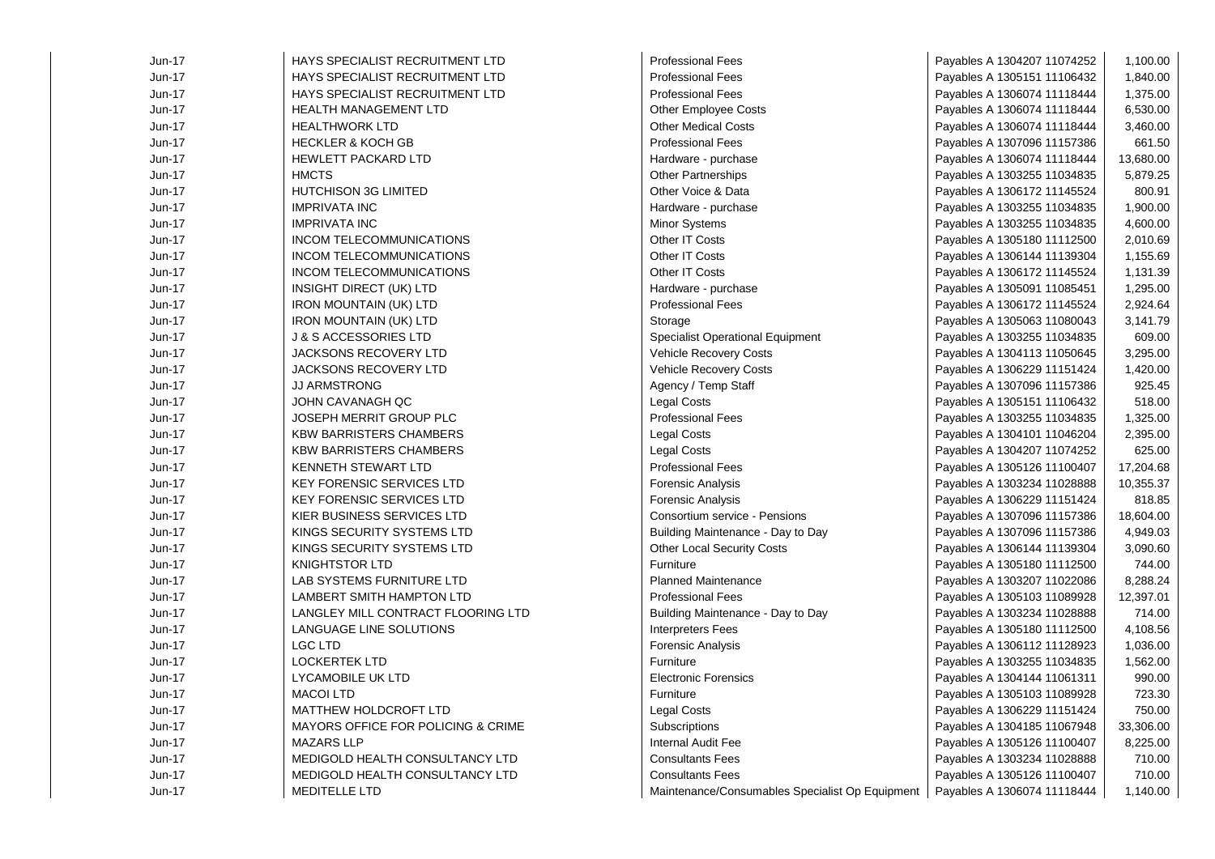| | | | | |
|---|---|---|---|---|
| Jun-17 | HAYS SPECIALIST RECRUITMENT LTD | Professional Fees | Payables A 1304207 11074252 | 1,100.00 |
| Jun-17 | HAYS SPECIALIST RECRUITMENT LTD | Professional Fees | Payables A 1305151 11106432 | 1,840.00 |
| Jun-17 | HAYS SPECIALIST RECRUITMENT LTD | Professional Fees | Payables A 1306074 11118444 | 1,375.00 |
| Jun-17 | HEALTH MANAGEMENT LTD | Other Employee Costs | Payables A 1306074 11118444 | 6,530.00 |
| Jun-17 | HEALTHWORK LTD | Other Medical Costs | Payables A 1306074 11118444 | 3,460.00 |
| Jun-17 | HECKLER & KOCH GB | Professional Fees | Payables A 1307096 11157386 | 661.50 |
| Jun-17 | HEWLETT PACKARD LTD | Hardware - purchase | Payables A 1306074 11118444 | 13,680.00 |
| Jun-17 | HMCTS | Other Partnerships | Payables A 1303255 11034835 | 5,879.25 |
| Jun-17 | HUTCHISON 3G LIMITED | Other Voice & Data | Payables A 1306172 11145524 | 800.91 |
| Jun-17 | IMPRIVATA INC | Hardware - purchase | Payables A 1303255 11034835 | 1,900.00 |
| Jun-17 | IMPRIVATA INC | Minor Systems | Payables A 1303255 11034835 | 4,600.00 |
| Jun-17 | INCOM TELECOMMUNICATIONS | Other IT Costs | Payables A 1305180 11112500 | 2,010.69 |
| Jun-17 | INCOM TELECOMMUNICATIONS | Other IT Costs | Payables A 1306144 11139304 | 1,155.69 |
| Jun-17 | INCOM TELECOMMUNICATIONS | Other IT Costs | Payables A 1306172 11145524 | 1,131.39 |
| Jun-17 | INSIGHT DIRECT (UK) LTD | Hardware - purchase | Payables A 1305091 11085451 | 1,295.00 |
| Jun-17 | IRON MOUNTAIN (UK) LTD | Professional Fees | Payables A 1306172 11145524 | 2,924.64 |
| Jun-17 | IRON MOUNTAIN (UK) LTD | Storage | Payables A 1305063 11080043 | 3,141.79 |
| Jun-17 | J & S ACCESSORIES LTD | Specialist Operational Equipment | Payables A 1303255 11034835 | 609.00 |
| Jun-17 | JACKSONS RECOVERY LTD | Vehicle Recovery Costs | Payables A 1304113 11050645 | 3,295.00 |
| Jun-17 | JACKSONS RECOVERY LTD | Vehicle Recovery Costs | Payables A 1306229 11151424 | 1,420.00 |
| Jun-17 | JJ ARMSTRONG | Agency / Temp Staff | Payables A 1307096 11157386 | 925.45 |
| Jun-17 | JOHN CAVANAGH QC | Legal Costs | Payables A 1305151 11106432 | 518.00 |
| Jun-17 | JOSEPH MERRIT GROUP PLC | Professional Fees | Payables A 1303255 11034835 | 1,325.00 |
| Jun-17 | KBW BARRISTERS CHAMBERS | Legal Costs | Payables A 1304101 11046204 | 2,395.00 |
| Jun-17 | KBW BARRISTERS CHAMBERS | Legal Costs | Payables A 1304207 11074252 | 625.00 |
| Jun-17 | KENNETH STEWART LTD | Professional Fees | Payables A 1305126 11100407 | 17,204.68 |
| Jun-17 | KEY FORENSIC SERVICES LTD | Forensic Analysis | Payables A 1303234 11028888 | 10,355.37 |
| Jun-17 | KEY FORENSIC SERVICES LTD | Forensic Analysis | Payables A 1306229 11151424 | 818.85 |
| Jun-17 | KIER BUSINESS SERVICES LTD | Consortium service - Pensions | Payables A 1307096 11157386 | 18,604.00 |
| Jun-17 | KINGS SECURITY SYSTEMS LTD | Building Maintenance - Day to Day | Payables A 1307096 11157386 | 4,949.03 |
| Jun-17 | KINGS SECURITY SYSTEMS LTD | Other Local Security Costs | Payables A 1306144 11139304 | 3,090.60 |
| Jun-17 | KNIGHTSTOR LTD | Furniture | Payables A 1305180 11112500 | 744.00 |
| Jun-17 | LAB SYSTEMS FURNITURE LTD | Planned Maintenance | Payables A 1303207 11022086 | 8,288.24 |
| Jun-17 | LAMBERT SMITH HAMPTON LTD | Professional Fees | Payables A 1305103 11089928 | 12,397.01 |
| Jun-17 | LANGLEY MILL CONTRACT FLOORING LTD | Building Maintenance - Day to Day | Payables A 1303234 11028888 | 714.00 |
| Jun-17 | LANGUAGE LINE SOLUTIONS | Interpreters Fees | Payables A 1305180 11112500 | 4,108.56 |
| Jun-17 | LGC LTD | Forensic Analysis | Payables A 1306112 11128923 | 1,036.00 |
| Jun-17 | LOCKERTEK LTD | Furniture | Payables A 1303255 11034835 | 1,562.00 |
| Jun-17 | LYCAMOBILE UK LTD | Electronic Forensics | Payables A 1304144 11061311 | 990.00 |
| Jun-17 | MACOI LTD | Furniture | Payables A 1305103 11089928 | 723.30 |
| Jun-17 | MATTHEW HOLDCROFT LTD | Legal Costs | Payables A 1306229 11151424 | 750.00 |
| Jun-17 | MAYORS OFFICE FOR POLICING & CRIME | Subscriptions | Payables A 1304185 11067948 | 33,306.00 |
| Jun-17 | MAZARS LLP | Internal Audit Fee | Payables A 1305126 11100407 | 8,225.00 |
| Jun-17 | MEDIGOLD HEALTH CONSULTANCY LTD | Consultants Fees | Payables A 1303234 11028888 | 710.00 |
| Jun-17 | MEDIGOLD HEALTH CONSULTANCY LTD | Consultants Fees | Payables A 1305126 11100407 | 710.00 |
| Jun-17 | MEDITELLE LTD | Maintenance/Consumables Specialist Op Equipment | Payables A 1306074 11118444 | 1,140.00 |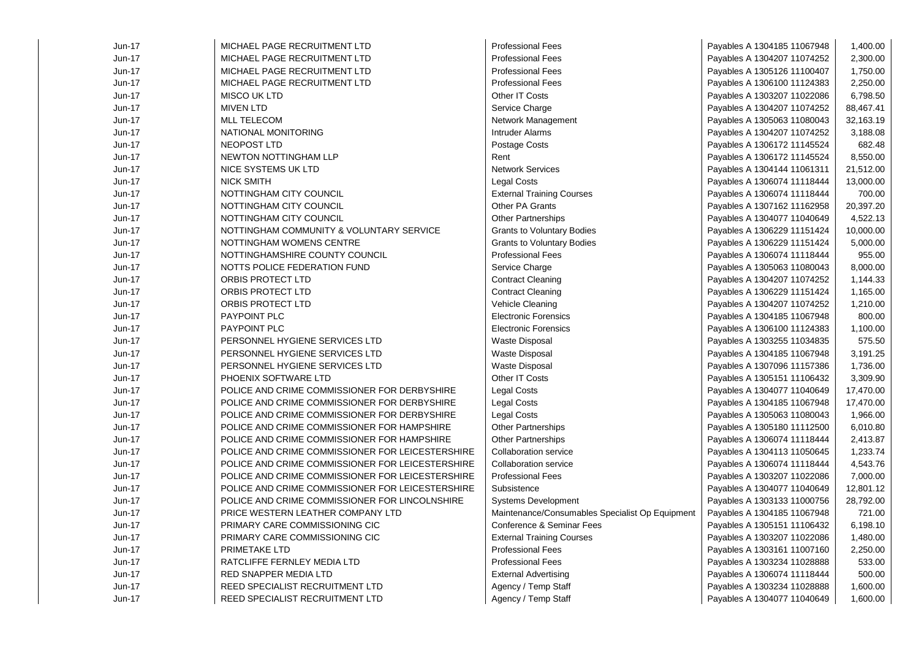| | | | | |
|---|---|---|---|---|
| Jun-17 | MICHAEL PAGE RECRUITMENT LTD | Professional Fees | Payables A 1304185 11067948 | 1,400.00 |
| Jun-17 | MICHAEL PAGE RECRUITMENT LTD | Professional Fees | Payables A 1304207 11074252 | 2,300.00 |
| Jun-17 | MICHAEL PAGE RECRUITMENT LTD | Professional Fees | Payables A 1305126 11100407 | 1,750.00 |
| Jun-17 | MICHAEL PAGE RECRUITMENT LTD | Professional Fees | Payables A 1306100 11124383 | 2,250.00 |
| Jun-17 | MISCO UK LTD | Other IT Costs | Payables A 1303207 11022086 | 6,798.50 |
| Jun-17 | MIVEN LTD | Service Charge | Payables A 1304207 11074252 | 88,467.41 |
| Jun-17 | MLL TELECOM | Network Management | Payables A 1305063 11080043 | 32,163.19 |
| Jun-17 | NATIONAL MONITORING | Intruder Alarms | Payables A 1304207 11074252 | 3,188.08 |
| Jun-17 | NEOPOST LTD | Postage Costs | Payables A 1306172 11145524 | 682.48 |
| Jun-17 | NEWTON NOTTINGHAM LLP | Rent | Payables A 1306172 11145524 | 8,550.00 |
| Jun-17 | NICE SYSTEMS UK LTD | Network Services | Payables A 1304144 11061311 | 21,512.00 |
| Jun-17 | NICK SMITH | Legal Costs | Payables A 1306074 11118444 | 13,000.00 |
| Jun-17 | NOTTINGHAM CITY COUNCIL | External Training Courses | Payables A 1306074 11118444 | 700.00 |
| Jun-17 | NOTTINGHAM CITY COUNCIL | Other PA Grants | Payables A 1307162 11162958 | 20,397.20 |
| Jun-17 | NOTTINGHAM CITY COUNCIL | Other Partnerships | Payables A 1304077 11040649 | 4,522.13 |
| Jun-17 | NOTTINGHAM COMMUNITY & VOLUNTARY SERVICE | Grants to Voluntary Bodies | Payables A 1306229 11151424 | 10,000.00 |
| Jun-17 | NOTTINGHAM WOMENS CENTRE | Grants to Voluntary Bodies | Payables A 1306229 11151424 | 5,000.00 |
| Jun-17 | NOTTINGHAMSHIRE COUNTY COUNCIL | Professional Fees | Payables A 1306074 11118444 | 955.00 |
| Jun-17 | NOTTS POLICE FEDERATION FUND | Service Charge | Payables A 1305063 11080043 | 8,000.00 |
| Jun-17 | ORBIS PROTECT LTD | Contract Cleaning | Payables A 1304207 11074252 | 1,144.33 |
| Jun-17 | ORBIS PROTECT LTD | Contract Cleaning | Payables A 1306229 11151424 | 1,165.00 |
| Jun-17 | ORBIS PROTECT LTD | Vehicle Cleaning | Payables A 1304207 11074252 | 1,210.00 |
| Jun-17 | PAYPOINT PLC | Electronic Forensics | Payables A 1304185 11067948 | 800.00 |
| Jun-17 | PAYPOINT PLC | Electronic Forensics | Payables A 1306100 11124383 | 1,100.00 |
| Jun-17 | PERSONNEL HYGIENE SERVICES LTD | Waste Disposal | Payables A 1303255 11034835 | 575.50 |
| Jun-17 | PERSONNEL HYGIENE SERVICES LTD | Waste Disposal | Payables A 1304185 11067948 | 3,191.25 |
| Jun-17 | PERSONNEL HYGIENE SERVICES LTD | Waste Disposal | Payables A 1307096 11157386 | 1,736.00 |
| Jun-17 | PHOENIX SOFTWARE LTD | Other IT Costs | Payables A 1305151 11106432 | 3,309.90 |
| Jun-17 | POLICE AND CRIME COMMISSIONER FOR DERBYSHIRE | Legal Costs | Payables A 1304077 11040649 | 17,470.00 |
| Jun-17 | POLICE AND CRIME COMMISSIONER FOR DERBYSHIRE | Legal Costs | Payables A 1304185 11067948 | 17,470.00 |
| Jun-17 | POLICE AND CRIME COMMISSIONER FOR DERBYSHIRE | Legal Costs | Payables A 1305063 11080043 | 1,966.00 |
| Jun-17 | POLICE AND CRIME COMMISSIONER FOR HAMPSHIRE | Other Partnerships | Payables A 1305180 11112500 | 6,010.80 |
| Jun-17 | POLICE AND CRIME COMMISSIONER FOR HAMPSHIRE | Other Partnerships | Payables A 1306074 11118444 | 2,413.87 |
| Jun-17 | POLICE AND CRIME COMMISSIONER FOR LEICESTERSHIRE | Collaboration service | Payables A 1304113 11050645 | 1,233.74 |
| Jun-17 | POLICE AND CRIME COMMISSIONER FOR LEICESTERSHIRE | Collaboration service | Payables A 1306074 11118444 | 4,543.76 |
| Jun-17 | POLICE AND CRIME COMMISSIONER FOR LEICESTERSHIRE | Professional Fees | Payables A 1303207 11022086 | 7,000.00 |
| Jun-17 | POLICE AND CRIME COMMISSIONER FOR LEICESTERSHIRE | Subsistence | Payables A 1304077 11040649 | 12,801.12 |
| Jun-17 | POLICE AND CRIME COMMISSIONER FOR LINCOLNSHIRE | Systems Development | Payables A 1303133 11000756 | 28,792.00 |
| Jun-17 | PRICE WESTERN LEATHER COMPANY LTD | Maintenance/Consumables Specialist Op Equipment | Payables A 1304185 11067948 | 721.00 |
| Jun-17 | PRIMARY CARE COMMISSIONING CIC | Conference & Seminar Fees | Payables A 1305151 11106432 | 6,198.10 |
| Jun-17 | PRIMARY CARE COMMISSIONING CIC | External Training Courses | Payables A 1303207 11022086 | 1,480.00 |
| Jun-17 | PRIMETAKE LTD | Professional Fees | Payables A 1303161 11007160 | 2,250.00 |
| Jun-17 | RATCLIFFE FERNLEY MEDIA LTD | Professional Fees | Payables A 1303234 11028888 | 533.00 |
| Jun-17 | RED SNAPPER MEDIA LTD | External Advertising | Payables A 1306074 11118444 | 500.00 |
| Jun-17 | REED SPECIALIST RECRUITMENT LTD | Agency / Temp Staff | Payables A 1303234 11028888 | 1,600.00 |
| Jun-17 | REED SPECIALIST RECRUITMENT LTD | Agency / Temp Staff | Payables A 1304077 11040649 | 1,600.00 |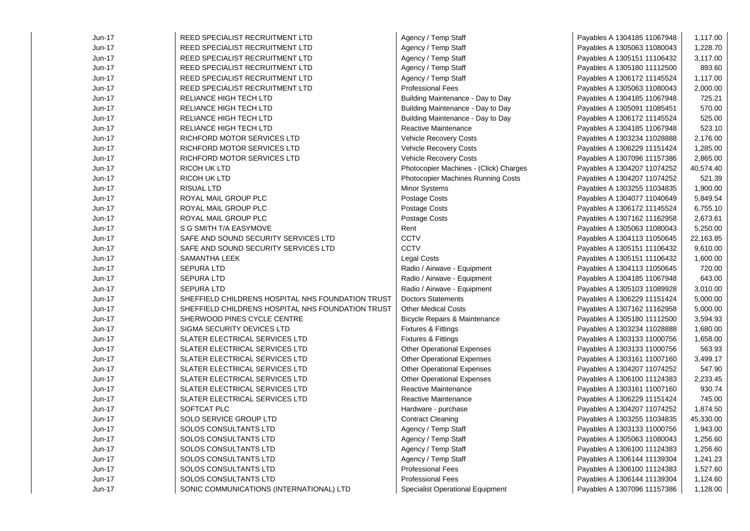| | | | | |
|---|---|---|---|---|
| Jun-17 | REED SPECIALIST RECRUITMENT LTD | Agency / Temp Staff | Payables A 1304185 11067948 | 1,117.00 |
| Jun-17 | REED SPECIALIST RECRUITMENT LTD | Agency / Temp Staff | Payables A 1305063 11080043 | 1,228.70 |
| Jun-17 | REED SPECIALIST RECRUITMENT LTD | Agency / Temp Staff | Payables A 1305151 11106432 | 3,117.00 |
| Jun-17 | REED SPECIALIST RECRUITMENT LTD | Agency / Temp Staff | Payables A 1305180 11112500 | 893.60 |
| Jun-17 | REED SPECIALIST RECRUITMENT LTD | Agency / Temp Staff | Payables A 1306172 11145524 | 1,117.00 |
| Jun-17 | REED SPECIALIST RECRUITMENT LTD | Professional Fees | Payables A 1305063 11080043 | 2,000.00 |
| Jun-17 | RELIANCE HIGH TECH LTD | Building Maintenance - Day to Day | Payables A 1304185 11067948 | 725.21 |
| Jun-17 | RELIANCE HIGH TECH LTD | Building Maintenance - Day to Day | Payables A 1305091 11085451 | 570.00 |
| Jun-17 | RELIANCE HIGH TECH LTD | Building Maintenance - Day to Day | Payables A 1306172 11145524 | 525.00 |
| Jun-17 | RELIANCE HIGH TECH LTD | Reactive Maintenance | Payables A 1304185 11067948 | 523.10 |
| Jun-17 | RICHFORD MOTOR SERVICES LTD | Vehicle Recovery Costs | Payables A 1303234 11028888 | 2,176.00 |
| Jun-17 | RICHFORD MOTOR SERVICES LTD | Vehicle Recovery Costs | Payables A 1306229 11151424 | 1,285.00 |
| Jun-17 | RICHFORD MOTOR SERVICES LTD | Vehicle Recovery Costs | Payables A 1307096 11157386 | 2,865.00 |
| Jun-17 | RICOH UK LTD | Photocopier Machines - (Click) Charges | Payables A 1304207 11074252 | 40,574.40 |
| Jun-17 | RICOH UK LTD | Photocopier Machines Running Costs | Payables A 1304207 11074252 | 521.39 |
| Jun-17 | RISUAL LTD | Minor Systems | Payables A 1303255 11034835 | 1,900.00 |
| Jun-17 | ROYAL MAIL GROUP PLC | Postage Costs | Payables A 1304077 11040649 | 5,849.54 |
| Jun-17 | ROYAL MAIL GROUP PLC | Postage Costs | Payables A 1306172 11145524 | 6,755.10 |
| Jun-17 | ROYAL MAIL GROUP PLC | Postage Costs | Payables A 1307162 11162958 | 2,673.61 |
| Jun-17 | S G SMITH T/A EASYMOVE | Rent | Payables A 1305063 11080043 | 5,250.00 |
| Jun-17 | SAFE AND SOUND SECURITY SERVICES LTD | CCTV | Payables A 1304113 11050645 | 22,163.85 |
| Jun-17 | SAFE AND SOUND SECURITY SERVICES LTD | CCTV | Payables A 1305151 11106432 | 9,610.00 |
| Jun-17 | SAMANTHA LEEK | Legal Costs | Payables A 1305151 11106432 | 1,600.00 |
| Jun-17 | SEPURA LTD | Radio / Airwave - Equipment | Payables A 1304113 11050645 | 720.00 |
| Jun-17 | SEPURA LTD | Radio / Airwave - Equipment | Payables A 1304185 11067948 | 643.00 |
| Jun-17 | SEPURA LTD | Radio / Airwave - Equipment | Payables A 1305103 11089928 | 3,010.00 |
| Jun-17 | SHEFFIELD CHILDRENS HOSPITAL NHS FOUNDATION TRUST | Doctors Statements | Payables A 1306229 11151424 | 5,000.00 |
| Jun-17 | SHEFFIELD CHILDRENS HOSPITAL NHS FOUNDATION TRUST | Other Medical Costs | Payables A 1307162 11162958 | 5,000.00 |
| Jun-17 | SHERWOOD PINES CYCLE CENTRE | Bicycle Repairs & Maintenance | Payables A 1305180 11112500 | 3,594.93 |
| Jun-17 | SIGMA SECURITY DEVICES LTD | Fixtures & Fittings | Payables A 1303234 11028888 | 1,680.00 |
| Jun-17 | SLATER ELECTRICAL SERVICES LTD | Fixtures & Fittings | Payables A 1303133 11000756 | 1,658.00 |
| Jun-17 | SLATER ELECTRICAL SERVICES LTD | Other Operational Expenses | Payables A 1303133 11000756 | 563.93 |
| Jun-17 | SLATER ELECTRICAL SERVICES LTD | Other Operational Expenses | Payables A 1303161 11007160 | 3,499.17 |
| Jun-17 | SLATER ELECTRICAL SERVICES LTD | Other Operational Expenses | Payables A 1304207 11074252 | 547.90 |
| Jun-17 | SLATER ELECTRICAL SERVICES LTD | Other Operational Expenses | Payables A 1306100 11124383 | 2,233.45 |
| Jun-17 | SLATER ELECTRICAL SERVICES LTD | Reactive Maintenance | Payables A 1303161 11007160 | 930.74 |
| Jun-17 | SLATER ELECTRICAL SERVICES LTD | Reactive Maintenance | Payables A 1306229 11151424 | 745.00 |
| Jun-17 | SOFTCAT PLC | Hardware - purchase | Payables A 1304207 11074252 | 1,874.50 |
| Jun-17 | SOLO SERVICE GROUP LTD | Contract Cleaning | Payables A 1303255 11034835 | 45,330.00 |
| Jun-17 | SOLOS CONSULTANTS LTD | Agency / Temp Staff | Payables A 1303133 11000756 | 1,943.00 |
| Jun-17 | SOLOS CONSULTANTS LTD | Agency / Temp Staff | Payables A 1305063 11080043 | 1,256.60 |
| Jun-17 | SOLOS CONSULTANTS LTD | Agency / Temp Staff | Payables A 1306100 11124383 | 1,256.60 |
| Jun-17 | SOLOS CONSULTANTS LTD | Agency / Temp Staff | Payables A 1306144 11139304 | 1,241.23 |
| Jun-17 | SOLOS CONSULTANTS LTD | Professional Fees | Payables A 1306100 11124383 | 1,527.60 |
| Jun-17 | SOLOS CONSULTANTS LTD | Professional Fees | Payables A 1306144 11139304 | 1,124.60 |
| Jun-17 | SONIC COMMUNICATIONS (INTERNATIONAL) LTD | Specialist Operational Equipment | Payables A 1307096 11157386 | 1,128.00 |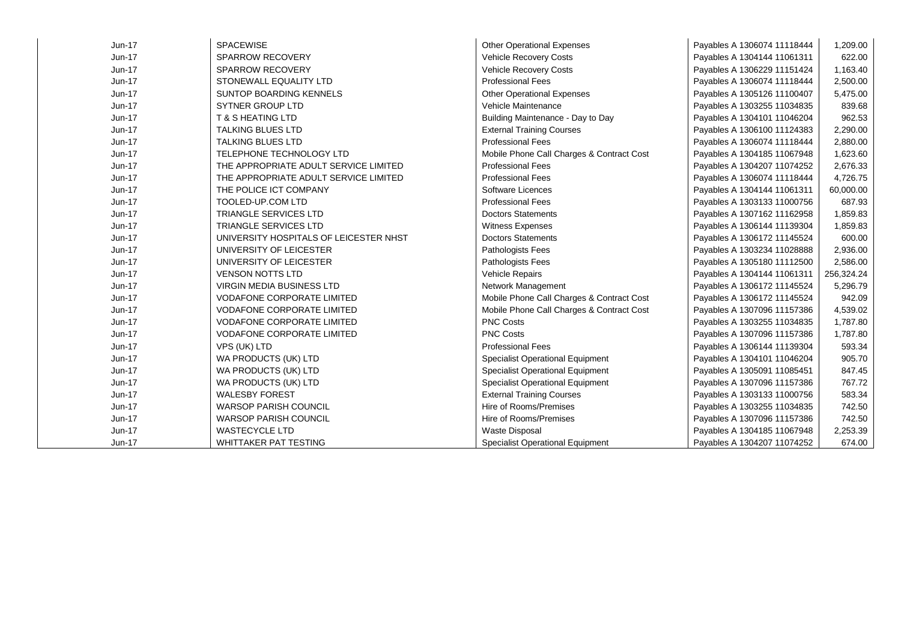| | | | | |
|---|---|---|---|---|
| Jun-17 | SPACEWISE | Other Operational Expenses | Payables A 1306074 11118444 | 1,209.00 |
| Jun-17 | SPARROW RECOVERY | Vehicle Recovery Costs | Payables A 1304144 11061311 | 622.00 |
| Jun-17 | SPARROW RECOVERY | Vehicle Recovery Costs | Payables A 1306229 11151424 | 1,163.40 |
| Jun-17 | STONEWALL EQUALITY LTD | Professional Fees | Payables A 1306074 11118444 | 2,500.00 |
| Jun-17 | SUNTOP BOARDING KENNELS | Other Operational Expenses | Payables A 1305126 11100407 | 5,475.00 |
| Jun-17 | SYTNER GROUP LTD | Vehicle Maintenance | Payables A 1303255 11034835 | 839.68 |
| Jun-17 | T & S HEATING LTD | Building Maintenance - Day to Day | Payables A 1304101 11046204 | 962.53 |
| Jun-17 | TALKING BLUES LTD | External Training Courses | Payables A 1306100 11124383 | 2,290.00 |
| Jun-17 | TALKING BLUES LTD | Professional Fees | Payables A 1306074 11118444 | 2,880.00 |
| Jun-17 | TELEPHONE TECHNOLOGY LTD | Mobile Phone Call Charges & Contract Cost | Payables A 1304185 11067948 | 1,623.60 |
| Jun-17 | THE APPROPRIATE ADULT SERVICE LIMITED | Professional Fees | Payables A 1304207 11074252 | 2,676.33 |
| Jun-17 | THE APPROPRIATE ADULT SERVICE LIMITED | Professional Fees | Payables A 1306074 11118444 | 4,726.75 |
| Jun-17 | THE POLICE ICT COMPANY | Software Licences | Payables A 1304144 11061311 | 60,000.00 |
| Jun-17 | TOOLED-UP.COM LTD | Professional Fees | Payables A 1303133 11000756 | 687.93 |
| Jun-17 | TRIANGLE SERVICES LTD | Doctors Statements | Payables A 1307162 11162958 | 1,859.83 |
| Jun-17 | TRIANGLE SERVICES LTD | Witness Expenses | Payables A 1306144 11139304 | 1,859.83 |
| Jun-17 | UNIVERSITY HOSPITALS OF LEICESTER NHST | Doctors Statements | Payables A 1306172 11145524 | 600.00 |
| Jun-17 | UNIVERSITY OF LEICESTER | Pathologists Fees | Payables A 1303234 11028888 | 2,936.00 |
| Jun-17 | UNIVERSITY OF LEICESTER | Pathologists Fees | Payables A 1305180 11112500 | 2,586.00 |
| Jun-17 | VENSON NOTTS LTD | Vehicle Repairs | Payables A 1304144 11061311 | 256,324.24 |
| Jun-17 | VIRGIN MEDIA BUSINESS LTD | Network Management | Payables A 1306172 11145524 | 5,296.79 |
| Jun-17 | VODAFONE CORPORATE LIMITED | Mobile Phone Call Charges & Contract Cost | Payables A 1306172 11145524 | 942.09 |
| Jun-17 | VODAFONE CORPORATE LIMITED | Mobile Phone Call Charges & Contract Cost | Payables A 1307096 11157386 | 4,539.02 |
| Jun-17 | VODAFONE CORPORATE LIMITED | PNC Costs | Payables A 1303255 11034835 | 1,787.80 |
| Jun-17 | VODAFONE CORPORATE LIMITED | PNC Costs | Payables A 1307096 11157386 | 1,787.80 |
| Jun-17 | VPS (UK) LTD | Professional Fees | Payables A 1306144 11139304 | 593.34 |
| Jun-17 | WA PRODUCTS (UK) LTD | Specialist Operational Equipment | Payables A 1304101 11046204 | 905.70 |
| Jun-17 | WA PRODUCTS (UK) LTD | Specialist Operational Equipment | Payables A 1305091 11085451 | 847.45 |
| Jun-17 | WA PRODUCTS (UK) LTD | Specialist Operational Equipment | Payables A 1307096 11157386 | 767.72 |
| Jun-17 | WALESBY FOREST | External Training Courses | Payables A 1303133 11000756 | 583.34 |
| Jun-17 | WARSOP PARISH COUNCIL | Hire of Rooms/Premises | Payables A 1303255 11034835 | 742.50 |
| Jun-17 | WARSOP PARISH COUNCIL | Hire of Rooms/Premises | Payables A 1307096 11157386 | 742.50 |
| Jun-17 | WASTECYCLE LTD | Waste Disposal | Payables A 1304185 11067948 | 2,253.39 |
| Jun-17 | WHITTAKER PAT TESTING | Specialist Operational Equipment | Payables A 1304207 11074252 | 674.00 |